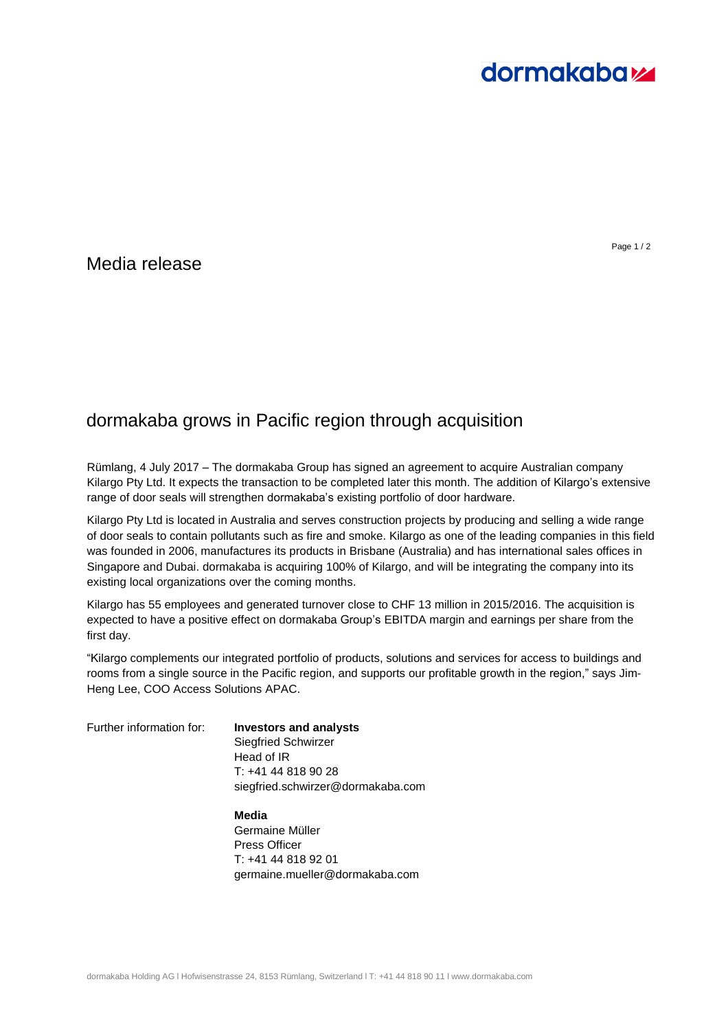Media release

# dormakaba grows in Pacific region through acquisition

Rümlang, 4 July 2017 – The dormakaba Group has signed an agreement to acquire Australian company Kilargo Pty Ltd. It expects the transaction to be completed later this month. The addition of Kilargo's extensive range of door seals will strengthen dormakaba's existing portfolio of door hardware.

Kilargo Pty Ltd is located in Australia and serves construction projects by producing and selling a wide range of door seals to contain pollutants such as fire and smoke. Kilargo as one of the leading companies in this field was founded in 2006, manufactures its products in Brisbane (Australia) and has international sales offices in Singapore and Dubai. dormakaba is acquiring 100% of Kilargo, and will be integrating the company into its existing local organizations over the coming months.

Kilargo has 55 employees and generated turnover close to CHF 13 million in 2015/2016. The acquisition is expected to have a positive effect on dormakaba Group's EBITDA margin and earnings per share from the first day.

"Kilargo complements our integrated portfolio of products, solutions and services for access to buildings and rooms from a single source in the Pacific region, and supports our profitable growth in the region," says Jim-Heng Lee, COO Access Solutions APAC.

Further information for:

**Investors and analysts**
Siegfried Schwirzer
Head of IR
T: +41 44 818 90 28
siegfried.schwirzer@dormakaba.com

**Media**
Germaine Müller
Press Officer
T: +41 44 818 92 01
germaine.mueller@dormakaba.com

dormakaba Holding AG l Hofwisenstrasse 24, 8153 Rümlang, Switzerland l T: +41 44 818 90 11 l www.dormakaba.com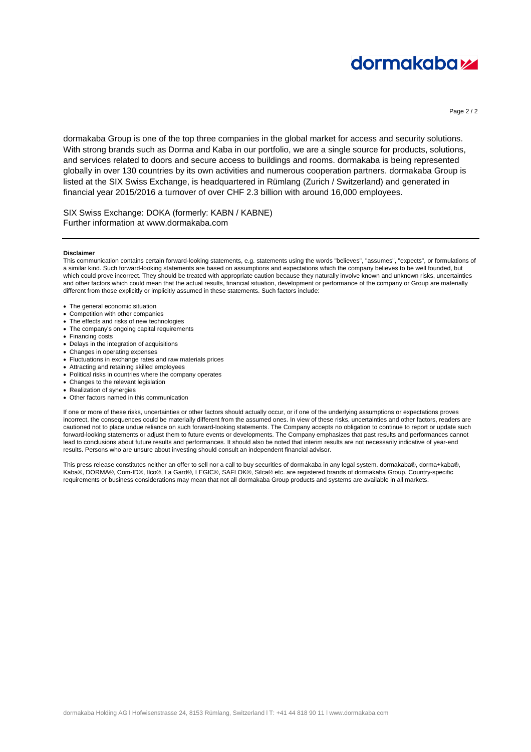dormakaba Group is one of the top three companies in the global market for access and security solutions. With strong brands such as Dorma and Kaba in our portfolio, we are a single source for products, solutions, and services related to doors and secure access to buildings and rooms. dormakaba is being represented globally in over 130 countries by its own activities and numerous cooperation partners. dormakaba Group is listed at the SIX Swiss Exchange, is headquartered in Rümlang (Zurich / Switzerland) and generated in financial year 2015/2016 a turnover of over CHF 2.3 billion with around 16,000 employees.

SIX Swiss Exchange: DOKA (formerly: KABN / KABNE)
Further information at www.dormakaba.com

---

**Disclaimer**

This communication contains certain forward-looking statements, e.g. statements using the words "believes", "assumes", "expects", or formulations of a similar kind. Such forward-looking statements are based on assumptions and expectations which the company believes to be well founded, but which could prove incorrect. They should be treated with appropriate caution because they naturally involve known and unknown risks, uncertainties and other factors which could mean that the actual results, financial situation, development or performance of the company or Group are materially different from those explicitly or implicitly assumed in these statements. Such factors include:

- The general economic situation
- Competition with other companies
- The effects and risks of new technologies
- The company's ongoing capital requirements
- Financing costs
- Delays in the integration of acquisitions
- Changes in operating expenses
- Fluctuations in exchange rates and raw materials prices
- Attracting and retaining skilled employees
- Political risks in countries where the company operates
- Changes to the relevant legislation
- Realization of synergies
- Other factors named in this communication

If one or more of these risks, uncertainties or other factors should actually occur, or if one of the underlying assumptions or expectations proves incorrect, the consequences could be materially different from the assumed ones. In view of these risks, uncertainties and other factors, readers are cautioned not to place undue reliance on such forward-looking statements. The Company accepts no obligation to continue to report or update such forward-looking statements or adjust them to future events or developments. The Company emphasizes that past results and performances cannot lead to conclusions about future results and performances. It should also be noted that interim results are not necessarily indicative of year-end results. Persons who are unsure about investing should consult an independent financial advisor.

This press release constitutes neither an offer to sell nor a call to buy securities of dormakaba in any legal system. dormakaba®, dorma+kaba®, Kaba®, DORMA®, Com-ID®, Ilco®, La Gard®, LEGIC®, SAFLOK®, Silca® etc. are registered brands of dormakaba Group. Country-specific requirements or business considerations may mean that not all dormakaba Group products and systems are available in all markets.

dormakaba Holding AG l Hofwisenstrasse 24, 8153 Rümlang, Switzerland l T: +41 44 818 90 11 l www.dormakaba.com